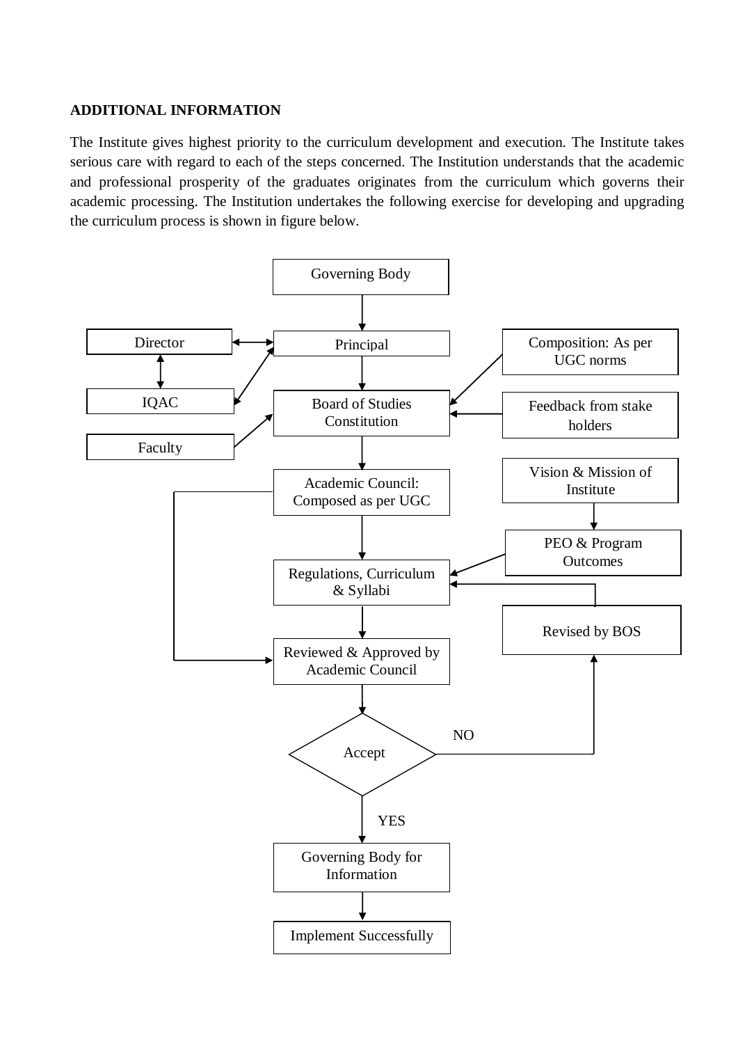**ADDITIONAL INFORMATION**

The Institute gives highest priority to the curriculum development and execution. The Institute takes serious care with regard to each of the steps concerned. The Institution understands that the academic and professional prosperity of the graduates originates from the curriculum which governs their academic processing. The Institution undertakes the following exercise for developing and upgrading the curriculum process is shown in figure below.

Governing Body

Director

Principal

Composition: As per UGC norms

IQAC

Board of Studies Constitution

Feedback from stake holders

Faculty

Academic Council: Composed as per UGC

Vision & Mission of Institute

PEO & Program Outcomes

Regulations, Curriculum & Syllabi

Revised by BOS

Reviewed & Approved by Academic Council

NO

Accept

YES

Governing Body for Information

Implement Successfully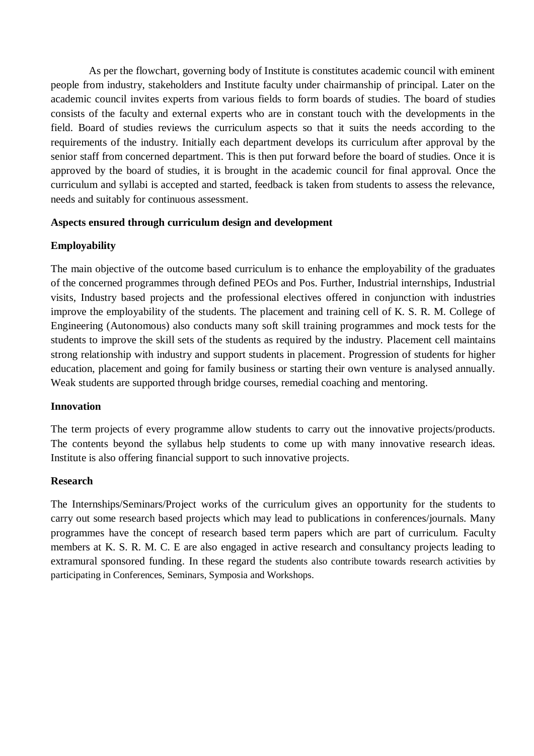As per the flowchart, governing body of Institute is constitutes academic council with eminent people from industry, stakeholders and Institute faculty under chairmanship of principal. Later on the academic council invites experts from various fields to form boards of studies. The board of studies consists of the faculty and external experts who are in constant touch with the developments in the field. Board of studies reviews the curriculum aspects so that it suits the needs according to the requirements of the industry. Initially each department develops its curriculum after approval by the senior staff from concerned department. This is then put forward before the board of studies. Once it is approved by the board of studies, it is brought in the academic council for final approval. Once the curriculum and syllabi is accepted and started, feedback is taken from students to assess the relevance, needs and suitably for continuous assessment.

**Aspects ensured through curriculum design and development**

**Employability**

The main objective of the outcome based curriculum is to enhance the employability of the graduates of the concerned programmes through defined PEOs and Pos. Further, Industrial internships, Industrial visits, Industry based projects and the professional electives offered in conjunction with industries improve the employability of the students. The placement and training cell of K. S. R. M. College of Engineering (Autonomous) also conducts many soft skill training programmes and mock tests for the students to improve the skill sets of the students as required by the industry. Placement cell maintains strong relationship with industry and support students in placement. Progression of students for higher education, placement and going for family business or starting their own venture is analysed annually. Weak students are supported through bridge courses, remedial coaching and mentoring.

**Innovation**

The term projects of every programme allow students to carry out the innovative projects/products. The contents beyond the syllabus help students to come up with many innovative research ideas. Institute is also offering financial support to such innovative projects.

**Research**

The Internships/Seminars/Project works of the curriculum gives an opportunity for the students to carry out some research based projects which may lead to publications in conferences/journals. Many programmes have the concept of research based term papers which are part of curriculum. Faculty members at K. S. R. M. C. E are also engaged in active research and consultancy projects leading to extramural sponsored funding. In these regard the students also contribute towards research activities by participating in Conferences, Seminars, Symposia and Workshops.